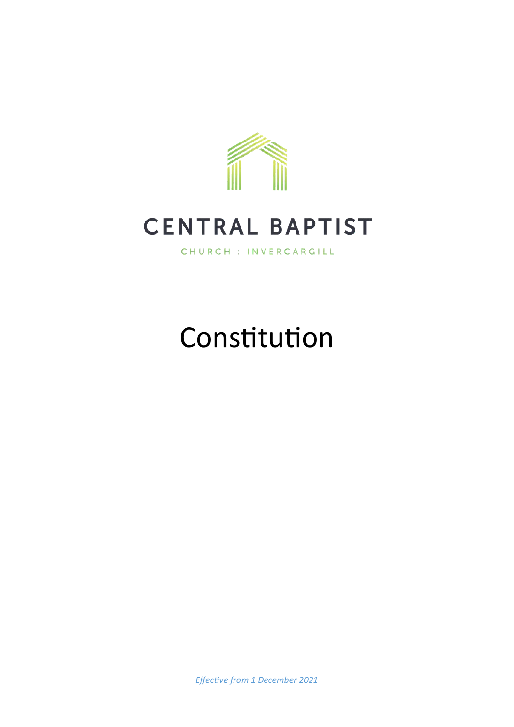# CENTRAL BAPTIST

CHURCH : INVERCARGILL

# Constitution

*Effective from 1 December 2021*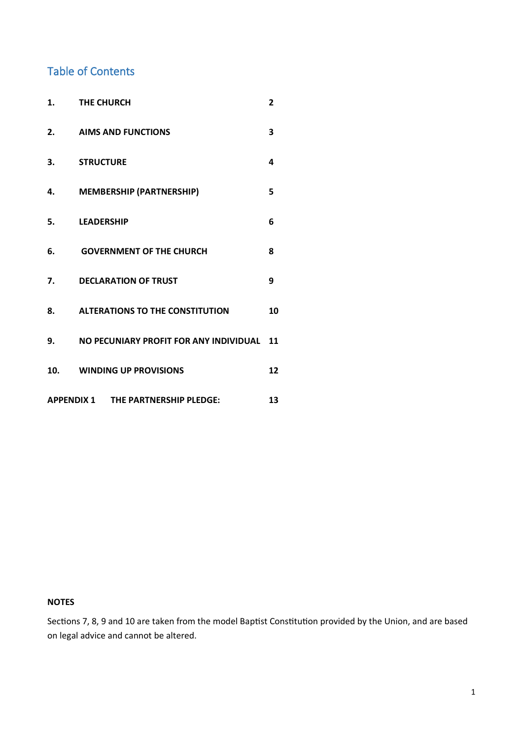## Table of Contents

| | | |
|---|---|---|
| **1.** | **THE CHURCH** | **2** |
| **2.** | **AIMS AND FUNCTIONS** | **3** |
| **3.** | **STRUCTURE** | **4** |
| **4.** | **MEMBERSHIP (PARTNERSHIP)** | **5** |
| **5.** | **LEADERSHIP** | **6** |
| **6.** | **GOVERNMENT OF THE CHURCH** | **8** |
| **7.** | **DECLARATION OF TRUST** | **9** |
| **8.** | **ALTERATIONS TO THE CONSTITUTION** | **10** |
| **9.** | **NO PECUNIARY PROFIT FOR ANY INDIVIDUAL** | **11** |
| **10.** | **WINDING UP PROVISIONS** | **12** |
| **APPENDIX 1** | **THE PARTNERSHIP PLEDGE:** | **13** |

**NOTES**

Sections 7, 8, 9 and 10 are taken from the model Baptist Constitution provided by the Union, and are based on legal advice and cannot be altered.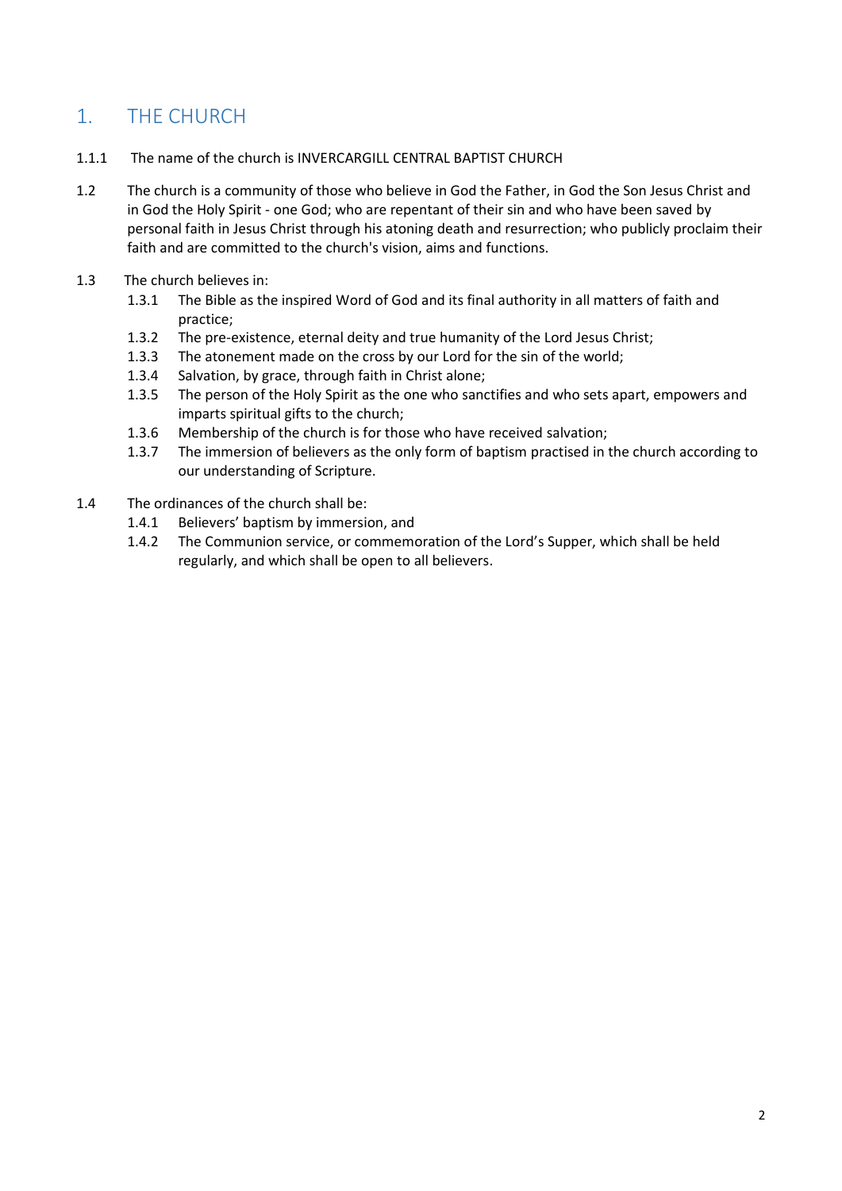# 1. THE CHURCH

1.1.1 The name of the church is INVERCARGILL CENTRAL BAPTIST CHURCH

1.2 The church is a community of those who believe in God the Father, in God the Son Jesus Christ and in God the Holy Spirit - one God; who are repentant of their sin and who have been saved by personal faith in Jesus Christ through his atoning death and resurrection; who publicly proclaim their faith and are committed to the church's vision, aims and functions.

1.3 The church believes in:

- 1.3.1 The Bible as the inspired Word of God and its final authority in all matters of faith and practice;
- 1.3.2 The pre-existence, eternal deity and true humanity of the Lord Jesus Christ;
- 1.3.3 The atonement made on the cross by our Lord for the sin of the world;
- 1.3.4 Salvation, by grace, through faith in Christ alone;
- 1.3.5 The person of the Holy Spirit as the one who sanctifies and who sets apart, empowers and imparts spiritual gifts to the church;
- 1.3.6 Membership of the church is for those who have received salvation;
- 1.3.7 The immersion of believers as the only form of baptism practised in the church according to our understanding of Scripture.

1.4 The ordinances of the church shall be:

- 1.4.1 Believers' baptism by immersion, and
- 1.4.2 The Communion service, or commemoration of the Lord's Supper, which shall be held regularly, and which shall be open to all believers.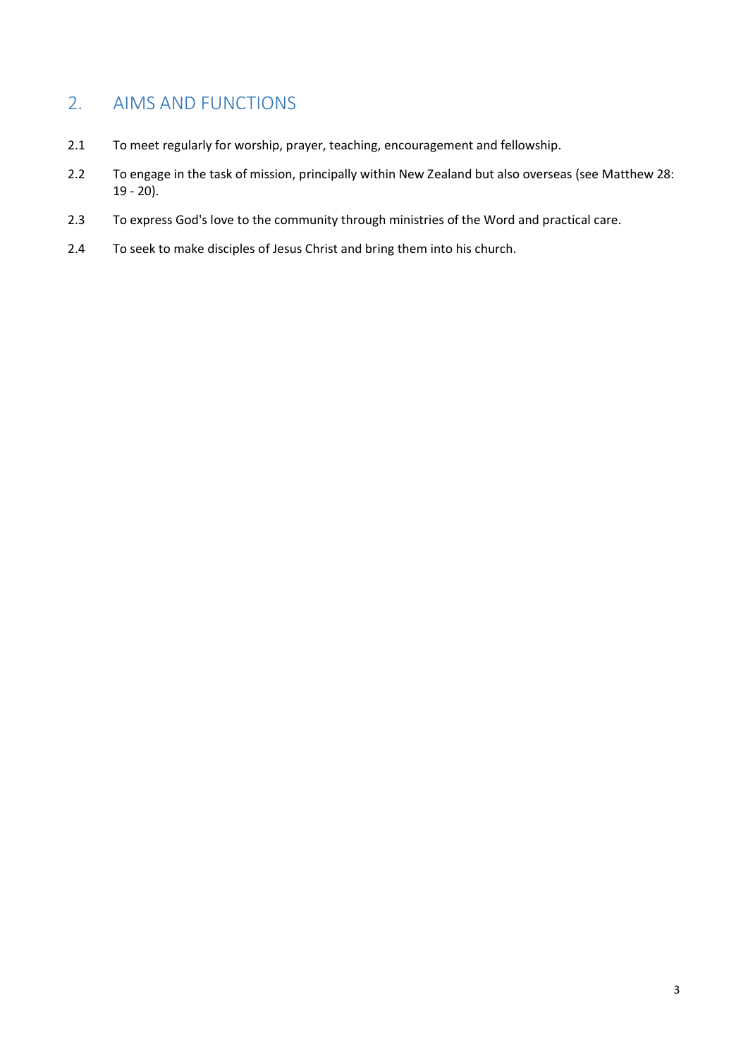## 2. AIMS AND FUNCTIONS

2.1 To meet regularly for worship, prayer, teaching, encouragement and fellowship.

2.2 To engage in the task of mission, principally within New Zealand but also overseas (see Matthew 28: 19 - 20).

2.3 To express God's love to the community through ministries of the Word and practical care.

2.4 To seek to make disciples of Jesus Christ and bring them into his church.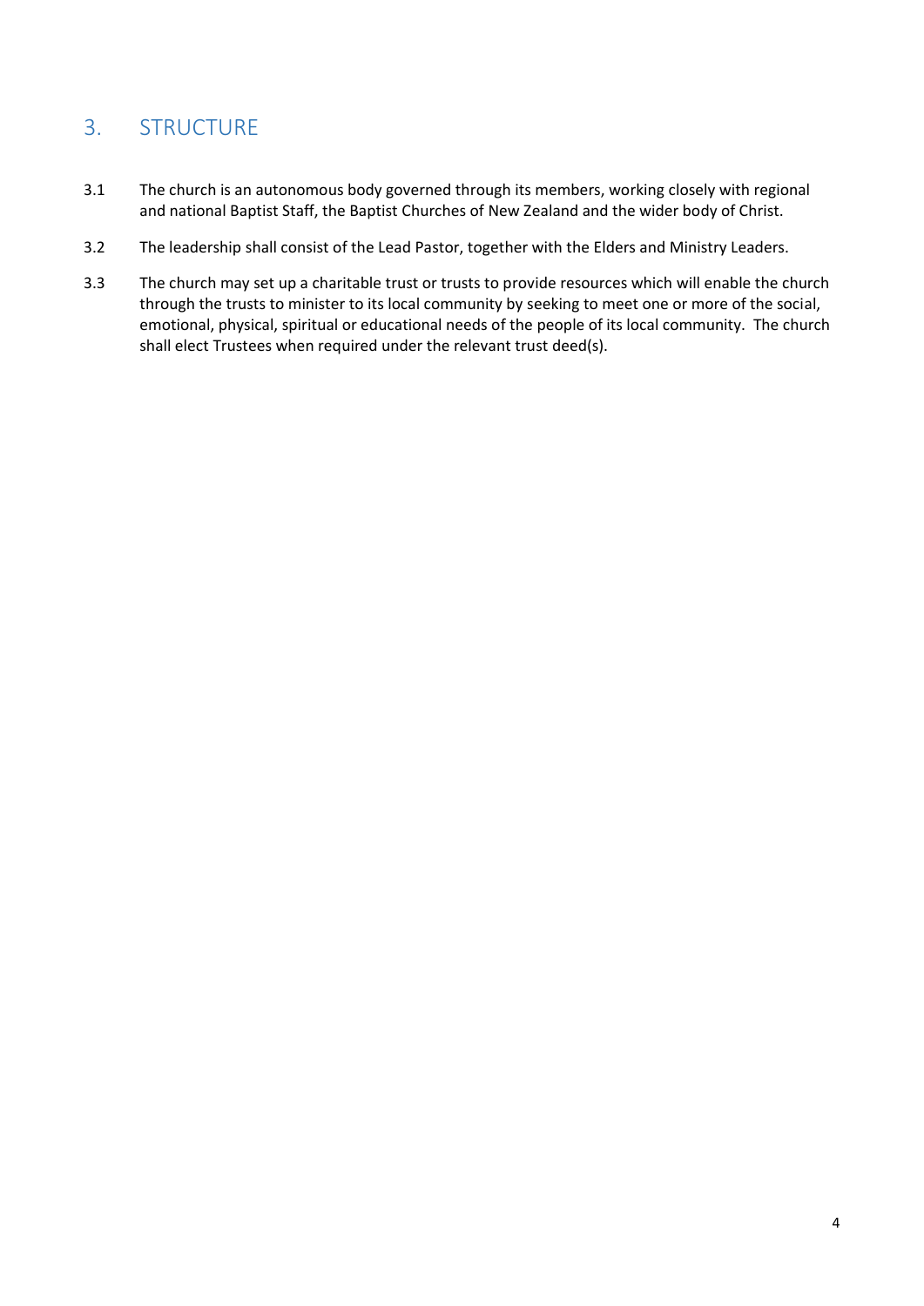## 3. STRUCTURE

3.1 The church is an autonomous body governed through its members, working closely with regional and national Baptist Staff, the Baptist Churches of New Zealand and the wider body of Christ.

3.2 The leadership shall consist of the Lead Pastor, together with the Elders and Ministry Leaders.

3.3 The church may set up a charitable trust or trusts to provide resources which will enable the church through the trusts to minister to its local community by seeking to meet one or more of the social, emotional, physical, spiritual or educational needs of the people of its local community. The church shall elect Trustees when required under the relevant trust deed(s).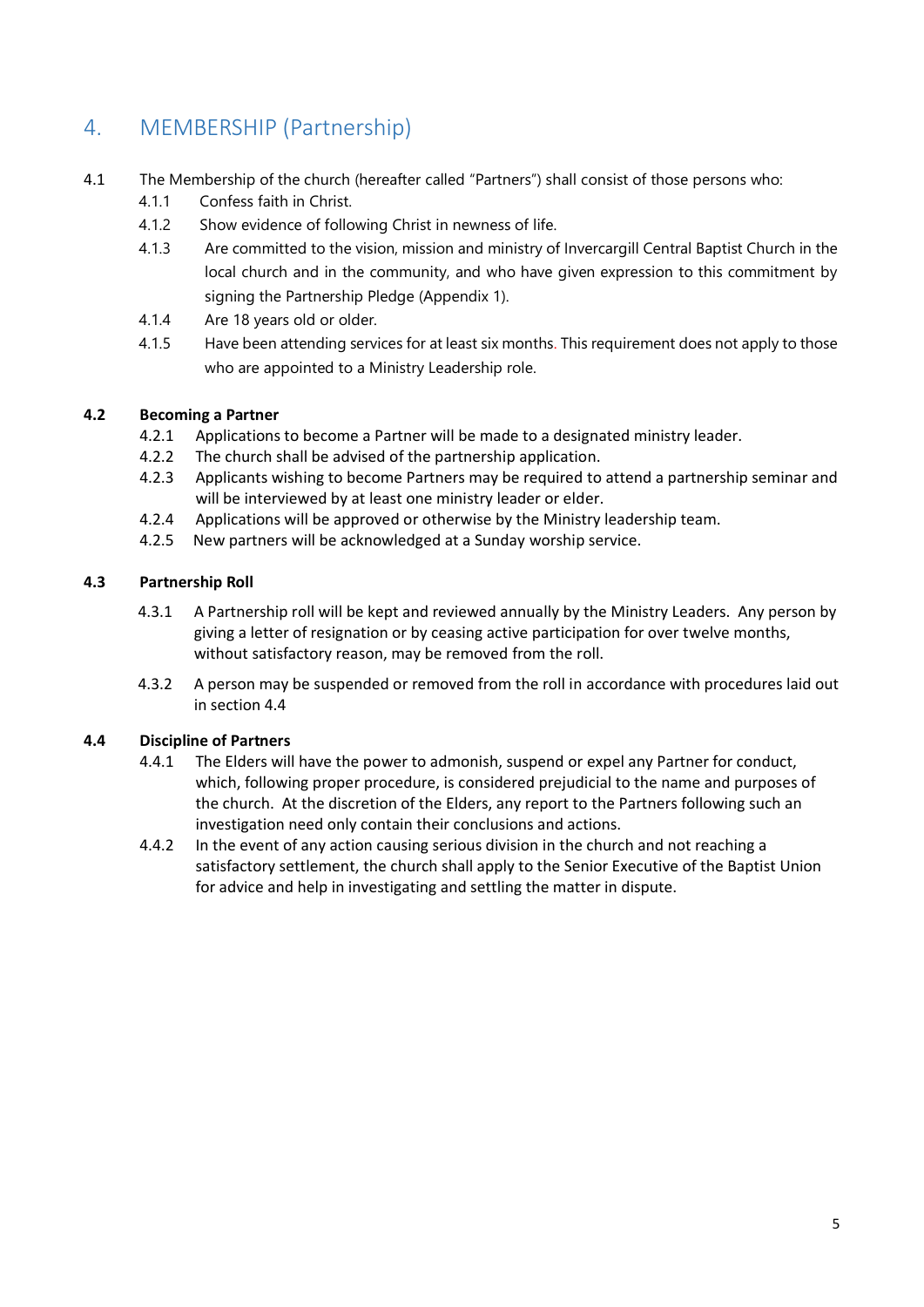# 4. MEMBERSHIP (Partnership)

4.1 The Membership of the church (hereafter called "Partners") shall consist of those persons who:

- 4.1.1 Confess faith in Christ.
- 4.1.2 Show evidence of following Christ in newness of life.
- 4.1.3 Are committed to the vision, mission and ministry of Invercargill Central Baptist Church in the local church and in the community, and who have given expression to this commitment by signing the Partnership Pledge (Appendix 1).
- 4.1.4 Are 18 years old or older.
- 4.1.5 Have been attending services for at least six months. This requirement does not apply to those who are appointed to a Ministry Leadership role.

### 4.2 Becoming a Partner

- 4.2.1 Applications to become a Partner will be made to a designated ministry leader.
- 4.2.2 The church shall be advised of the partnership application.
- 4.2.3 Applicants wishing to become Partners may be required to attend a partnership seminar and will be interviewed by at least one ministry leader or elder.
- 4.2.4 Applications will be approved or otherwise by the Ministry leadership team.
- 4.2.5 New partners will be acknowledged at a Sunday worship service.

### 4.3 Partnership Roll

- 4.3.1 A Partnership roll will be kept and reviewed annually by the Ministry Leaders. Any person by giving a letter of resignation or by ceasing active participation for over twelve months, without satisfactory reason, may be removed from the roll.
- 4.3.2 A person may be suspended or removed from the roll in accordance with procedures laid out in section 4.4

### 4.4 Discipline of Partners

- 4.4.1 The Elders will have the power to admonish, suspend or expel any Partner for conduct, which, following proper procedure, is considered prejudicial to the name and purposes of the church. At the discretion of the Elders, any report to the Partners following such an investigation need only contain their conclusions and actions.
- 4.4.2 In the event of any action causing serious division in the church and not reaching a satisfactory settlement, the church shall apply to the Senior Executive of the Baptist Union for advice and help in investigating and settling the matter in dispute.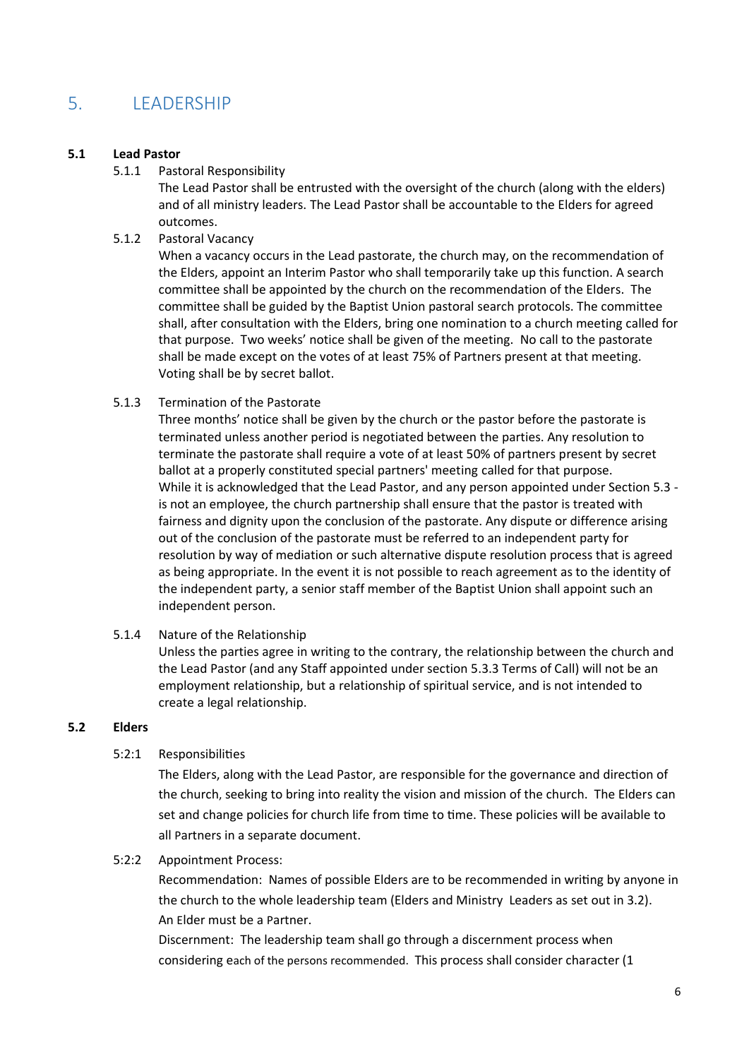# 5. LEADERSHIP

### 5.1 Lead Pastor

5.1.1 Pastoral Responsibility

The Lead Pastor shall be entrusted with the oversight of the church (along with the elders) and of all ministry leaders. The Lead Pastor shall be accountable to the Elders for agreed outcomes.

5.1.2 Pastoral Vacancy

When a vacancy occurs in the Lead pastorate, the church may, on the recommendation of the Elders, appoint an Interim Pastor who shall temporarily take up this function. A search committee shall be appointed by the church on the recommendation of the Elders. The committee shall be guided by the Baptist Union pastoral search protocols. The committee shall, after consultation with the Elders, bring one nomination to a church meeting called for that purpose. Two weeks' notice shall be given of the meeting. No call to the pastorate shall be made except on the votes of at least 75% of Partners present at that meeting. Voting shall be by secret ballot.

5.1.3 Termination of the Pastorate

Three months' notice shall be given by the church or the pastor before the pastorate is terminated unless another period is negotiated between the parties. Any resolution to terminate the pastorate shall require a vote of at least 50% of partners present by secret ballot at a properly constituted special partners' meeting called for that purpose.
While it is acknowledged that the Lead Pastor, and any person appointed under Section 5.3 - is not an employee, the church partnership shall ensure that the pastor is treated with fairness and dignity upon the conclusion of the pastorate. Any dispute or difference arising out of the conclusion of the pastorate must be referred to an independent party for resolution by way of mediation or such alternative dispute resolution process that is agreed as being appropriate. In the event it is not possible to reach agreement as to the identity of the independent party, a senior staff member of the Baptist Union shall appoint such an independent person.

5.1.4 Nature of the Relationship

Unless the parties agree in writing to the contrary, the relationship between the church and the Lead Pastor (and any Staff appointed under section 5.3.3 Terms of Call) will not be an employment relationship, but a relationship of spiritual service, and is not intended to create a legal relationship.

### 5.2 Elders

5:2:1 Responsibilities

The Elders, along with the Lead Pastor, are responsible for the governance and direction of the church, seeking to bring into reality the vision and mission of the church. The Elders can set and change policies for church life from time to time. These policies will be available to all Partners in a separate document.

5:2:2 Appointment Process:

Recommendation: Names of possible Elders are to be recommended in writing by anyone in the church to the whole leadership team (Elders and Ministry Leaders as set out in 3.2). An Elder must be a Partner.

Discernment: The leadership team shall go through a discernment process when considering each of the persons recommended. This process shall consider character (1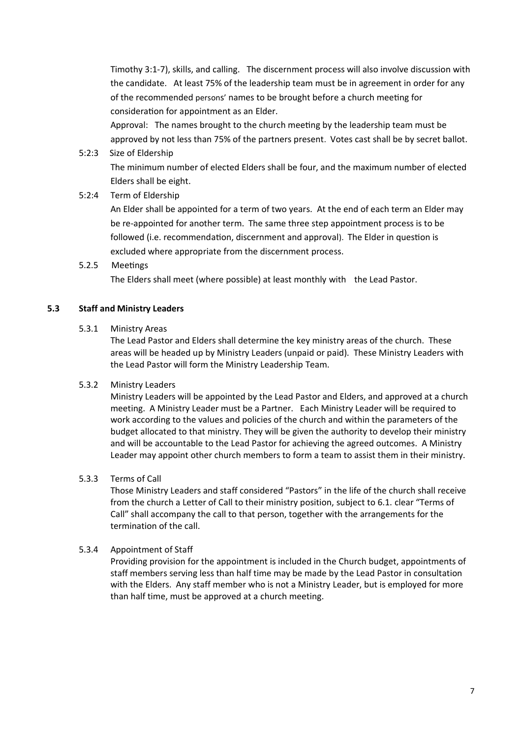Timothy 3:1-7), skills, and calling. The discernment process will also involve discussion with the candidate. At least 75% of the leadership team must be in agreement in order for any of the recommended persons' names to be brought before a church meeting for consideration for appointment as an Elder.

Approval: The names brought to the church meeting by the leadership team must be approved by not less than 75% of the partners present. Votes cast shall be by secret ballot.

5:2:3 Size of Eldership

The minimum number of elected Elders shall be four, and the maximum number of elected Elders shall be eight.

5:2:4 Term of Eldership

An Elder shall be appointed for a term of two years. At the end of each term an Elder may be re-appointed for another term. The same three step appointment process is to be followed (i.e. recommendation, discernment and approval). The Elder in question is excluded where appropriate from the discernment process.

5.2.5 Meetings

The Elders shall meet (where possible) at least monthly with the Lead Pastor.

### 5.3 Staff and Ministry Leaders

5.3.1 Ministry Areas

The Lead Pastor and Elders shall determine the key ministry areas of the church. These areas will be headed up by Ministry Leaders (unpaid or paid). These Ministry Leaders with the Lead Pastor will form the Ministry Leadership Team.

5.3.2 Ministry Leaders

Ministry Leaders will be appointed by the Lead Pastor and Elders, and approved at a church meeting. A Ministry Leader must be a Partner. Each Ministry Leader will be required to work according to the values and policies of the church and within the parameters of the budget allocated to that ministry. They will be given the authority to develop their ministry and will be accountable to the Lead Pastor for achieving the agreed outcomes. A Ministry Leader may appoint other church members to form a team to assist them in their ministry.

5.3.3 Terms of Call

Those Ministry Leaders and staff considered "Pastors" in the life of the church shall receive from the church a Letter of Call to their ministry position, subject to 6.1. clear "Terms of Call" shall accompany the call to that person, together with the arrangements for the termination of the call.

5.3.4 Appointment of Staff

Providing provision for the appointment is included in the Church budget, appointments of staff members serving less than half time may be made by the Lead Pastor in consultation with the Elders. Any staff member who is not a Ministry Leader, but is employed for more than half time, must be approved at a church meeting.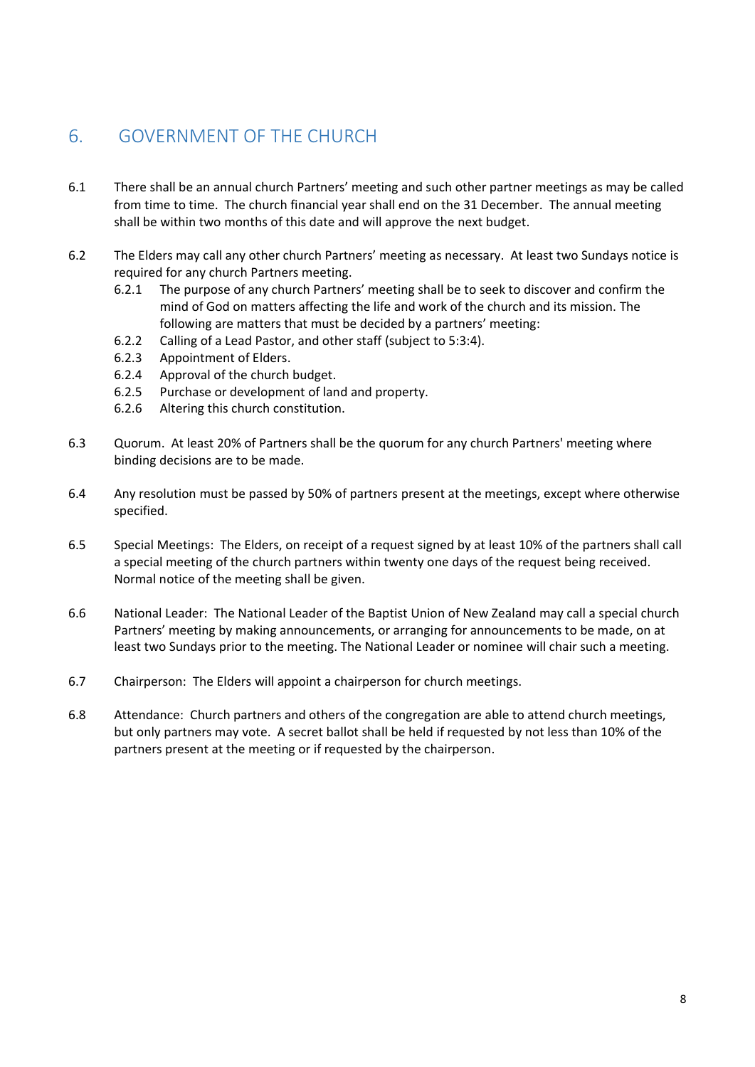## 6. GOVERNMENT OF THE CHURCH

6.1 There shall be an annual church Partners' meeting and such other partner meetings as may be called from time to time. The church financial year shall end on the 31 December. The annual meeting shall be within two months of this date and will approve the next budget.

6.2 The Elders may call any other church Partners' meeting as necessary. At least two Sundays notice is required for any church Partners meeting.

- 6.2.1 The purpose of any church Partners' meeting shall be to seek to discover and confirm the mind of God on matters affecting the life and work of the church and its mission. The following are matters that must be decided by a partners' meeting:
- 6.2.2 Calling of a Lead Pastor, and other staff (subject to 5:3:4).
- 6.2.3 Appointment of Elders.
- 6.2.4 Approval of the church budget.
- 6.2.5 Purchase or development of land and property.
- 6.2.6 Altering this church constitution.

6.3 Quorum. At least 20% of Partners shall be the quorum for any church Partners' meeting where binding decisions are to be made.

6.4 Any resolution must be passed by 50% of partners present at the meetings, except where otherwise specified.

6.5 Special Meetings: The Elders, on receipt of a request signed by at least 10% of the partners shall call a special meeting of the church partners within twenty one days of the request being received. Normal notice of the meeting shall be given.

6.6 National Leader: The National Leader of the Baptist Union of New Zealand may call a special church Partners' meeting by making announcements, or arranging for announcements to be made, on at least two Sundays prior to the meeting. The National Leader or nominee will chair such a meeting.

6.7 Chairperson: The Elders will appoint a chairperson for church meetings.

6.8 Attendance: Church partners and others of the congregation are able to attend church meetings, but only partners may vote. A secret ballot shall be held if requested by not less than 10% of the partners present at the meeting or if requested by the chairperson.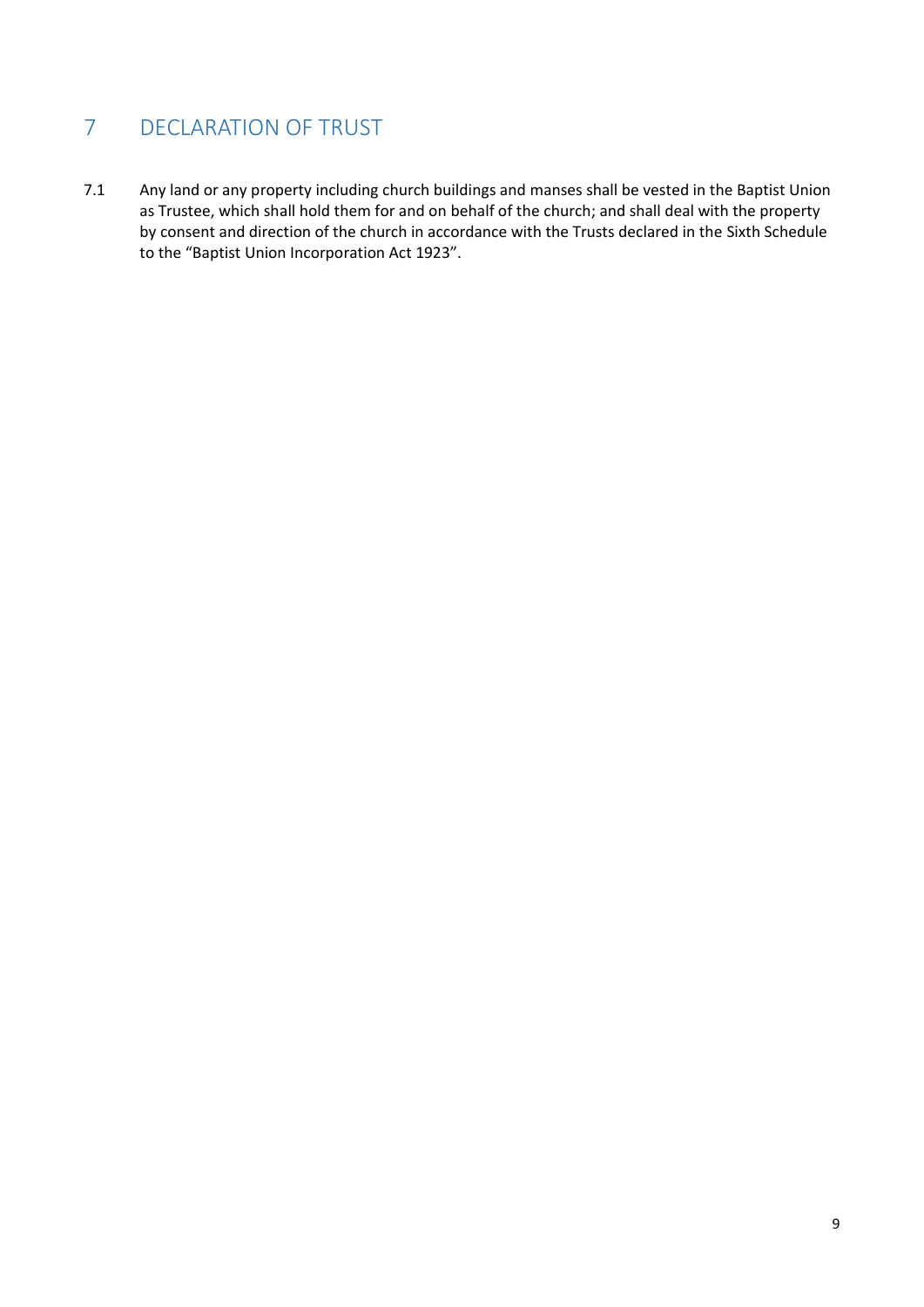# 7 DECLARATION OF TRUST

7.1 Any land or any property including church buildings and manses shall be vested in the Baptist Union as Trustee, which shall hold them for and on behalf of the church; and shall deal with the property by consent and direction of the church in accordance with the Trusts declared in the Sixth Schedule to the "Baptist Union Incorporation Act 1923".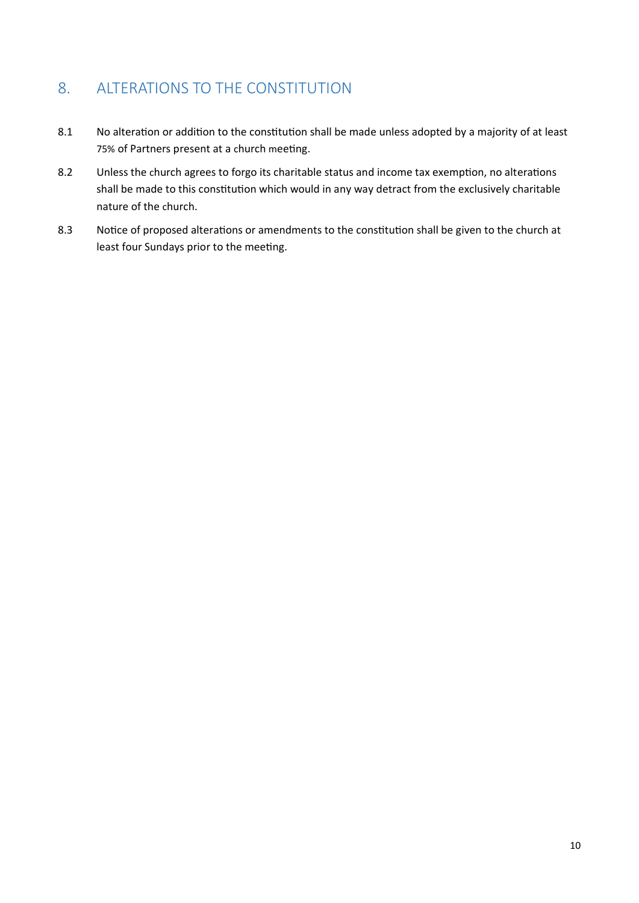## 8. ALTERATIONS TO THE CONSTITUTION

8.1 No alteration or addition to the constitution shall be made unless adopted by a majority of at least 75% of Partners present at a church meeting.

8.2 Unless the church agrees to forgo its charitable status and income tax exemption, no alterations shall be made to this constitution which would in any way detract from the exclusively charitable nature of the church.

8.3 Notice of proposed alterations or amendments to the constitution shall be given to the church at least four Sundays prior to the meeting.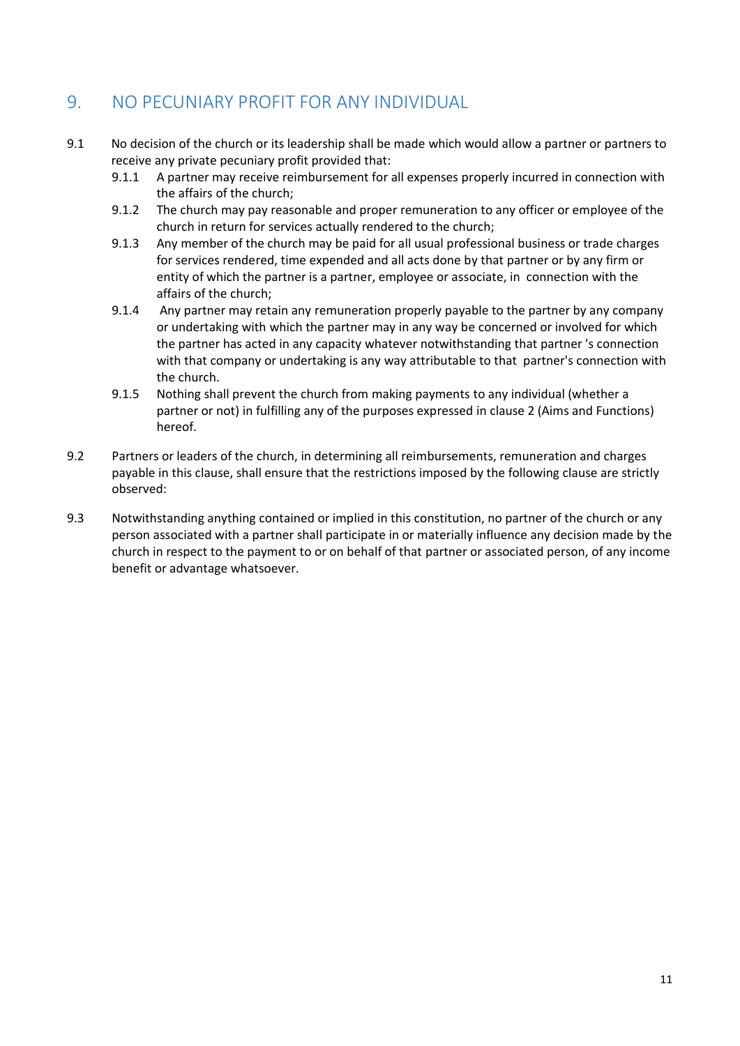## 9. NO PECUNIARY PROFIT FOR ANY INDIVIDUAL

9.1 No decision of the church or its leadership shall be made which would allow a partner or partners to receive any private pecuniary profit provided that:

- 9.1.1 A partner may receive reimbursement for all expenses properly incurred in connection with the affairs of the church;
- 9.1.2 The church may pay reasonable and proper remuneration to any officer or employee of the church in return for services actually rendered to the church;
- 9.1.3 Any member of the church may be paid for all usual professional business or trade charges for services rendered, time expended and all acts done by that partner or by any firm or entity of which the partner is a partner, employee or associate, in connection with the affairs of the church;
- 9.1.4 Any partner may retain any remuneration properly payable to the partner by any company or undertaking with which the partner may in any way be concerned or involved for which the partner has acted in any capacity whatever notwithstanding that partner 's connection with that company or undertaking is any way attributable to that partner's connection with the church.
- 9.1.5 Nothing shall prevent the church from making payments to any individual (whether a partner or not) in fulfilling any of the purposes expressed in clause 2 (Aims and Functions) hereof.

9.2 Partners or leaders of the church, in determining all reimbursements, remuneration and charges payable in this clause, shall ensure that the restrictions imposed by the following clause are strictly observed:

9.3 Notwithstanding anything contained or implied in this constitution, no partner of the church or any person associated with a partner shall participate in or materially influence any decision made by the church in respect to the payment to or on behalf of that partner or associated person, of any income benefit or advantage whatsoever.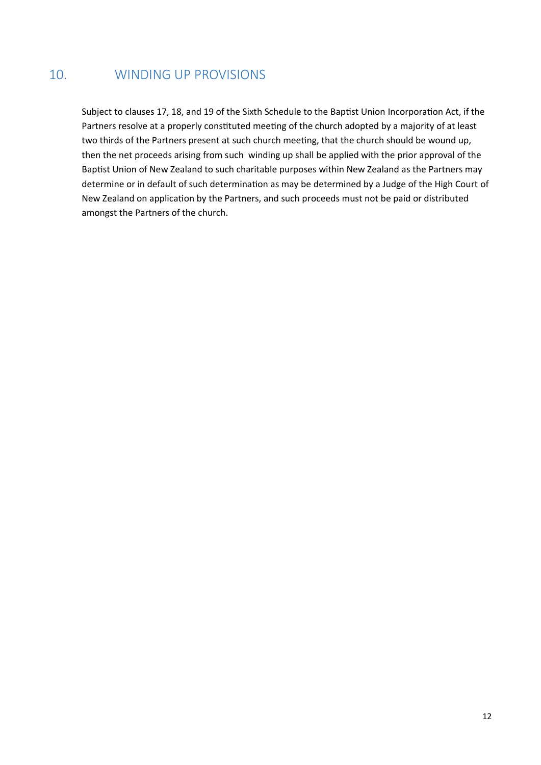## 10. WINDING UP PROVISIONS

Subject to clauses 17, 18, and 19 of the Sixth Schedule to the Baptist Union Incorporation Act, if the Partners resolve at a properly constituted meeting of the church adopted by a majority of at least two thirds of the Partners present at such church meeting, that the church should be wound up, then the net proceeds arising from such winding up shall be applied with the prior approval of the Baptist Union of New Zealand to such charitable purposes within New Zealand as the Partners may determine or in default of such determination as may be determined by a Judge of the High Court of New Zealand on application by the Partners, and such proceeds must not be paid or distributed amongst the Partners of the church.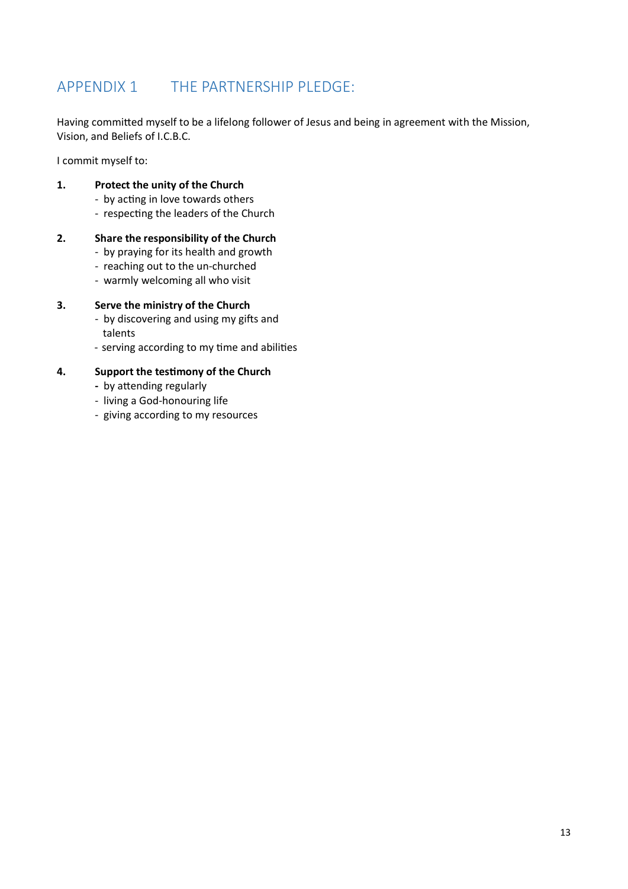## APPENDIX 1 THE PARTNERSHIP PLEDGE:

Having committed myself to be a lifelong follower of Jesus and being in agreement with the Mission, Vision, and Beliefs of I.C.B.C.

I commit myself to:

1. **Protect the unity of the Church**
   - by acting in love towards others
   - respecting the leaders of the Church

2. **Share the responsibility of the Church**
   - by praying for its health and growth
   - reaching out to the un-churched
   - warmly welcoming all who visit

3. **Serve the ministry of the Church**
   - by discovering and using my gifts and talents
   - serving according to my time and abilities

4. **Support the testimony of the Church**
   - by attending regularly
   - living a God-honouring life
   - giving according to my resources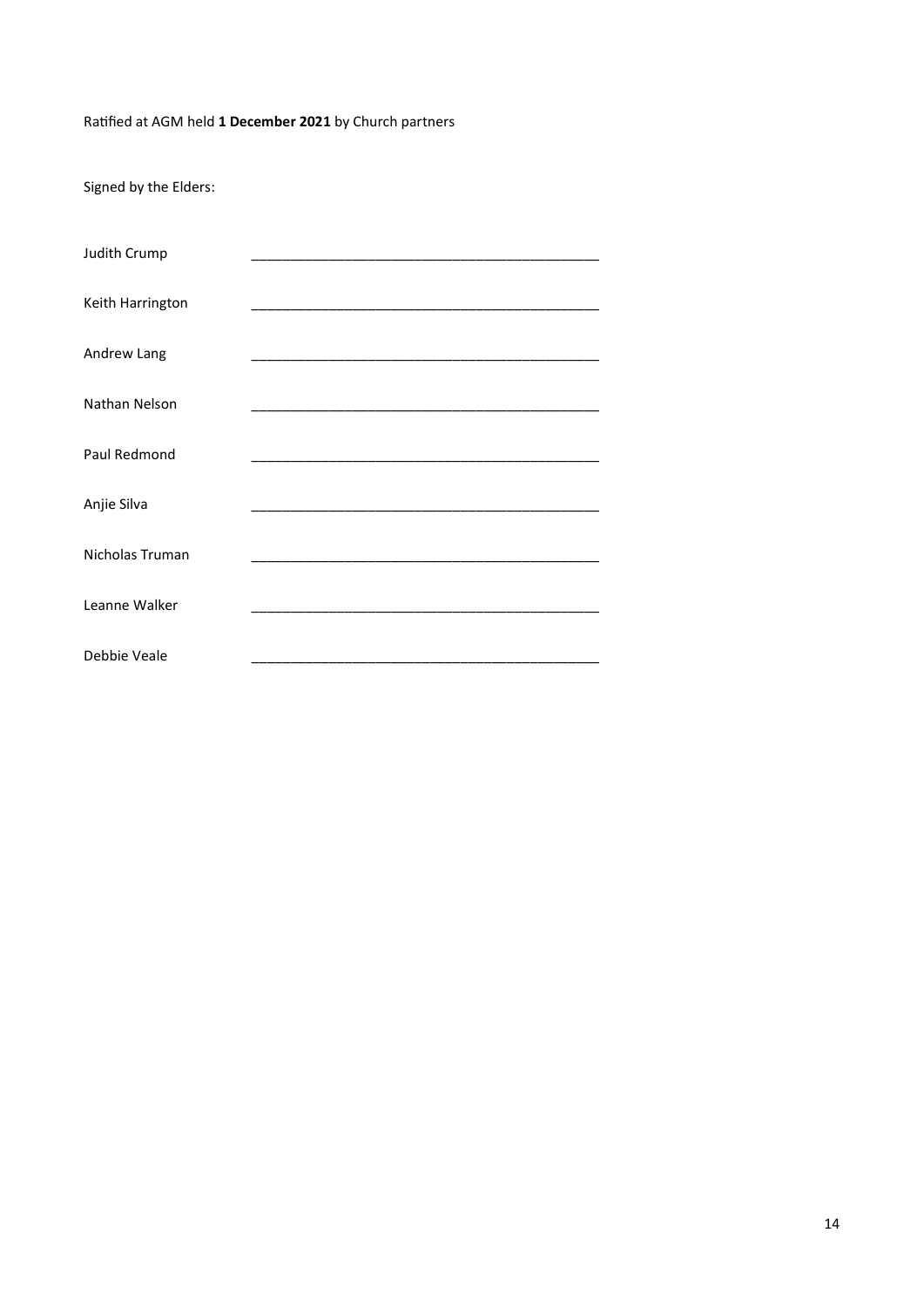Ratified at AGM held **1 December 2021** by Church partners

Signed by the Elders:

Judith Crump _______________________________________________

Keith Harrington _______________________________________________

Andrew Lang _______________________________________________

Nathan Nelson _______________________________________________

Paul Redmond _______________________________________________

Anjie Silva _______________________________________________

Nicholas Truman _______________________________________________

Leanne Walker _______________________________________________

Debbie Veale _______________________________________________